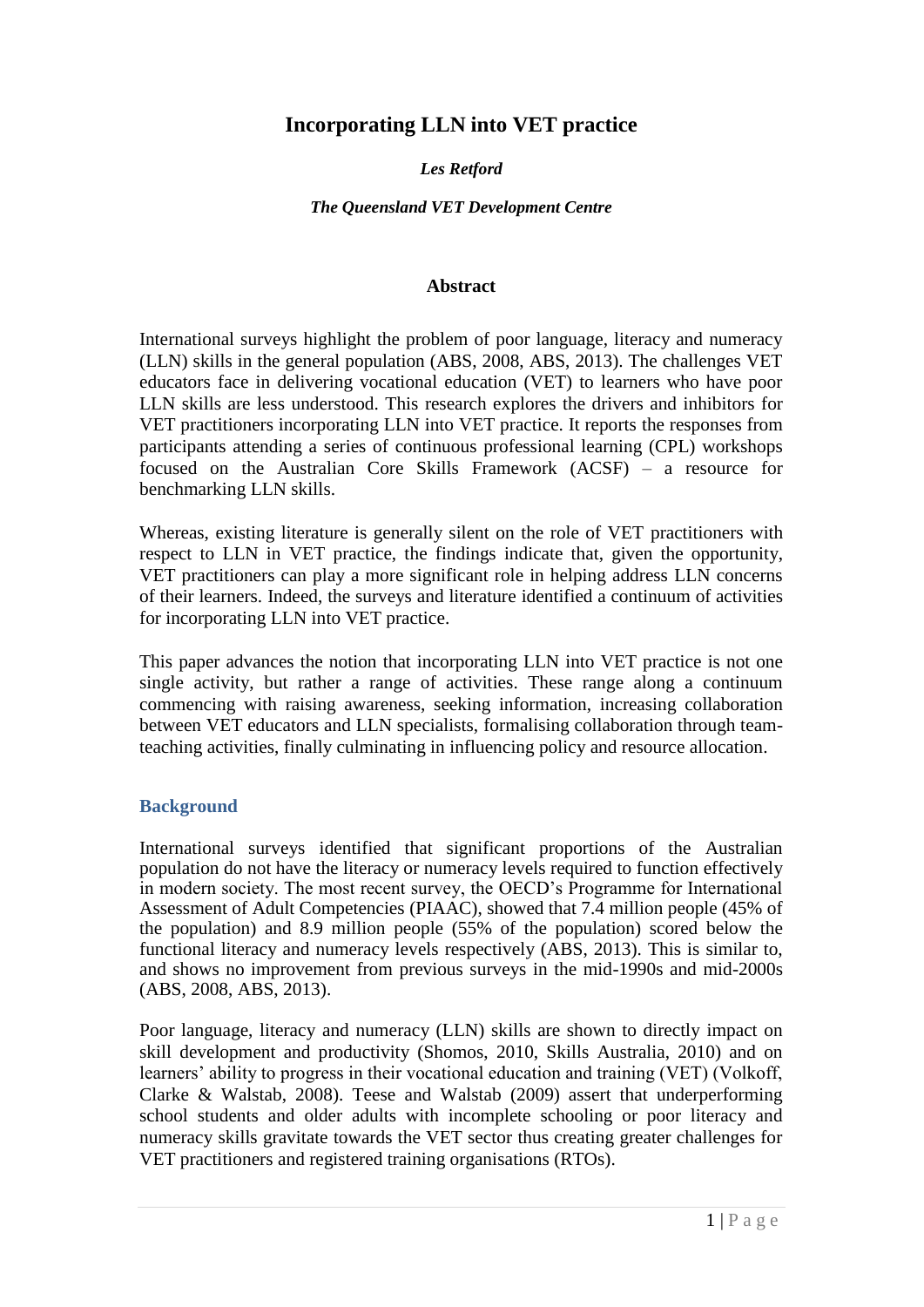# Incorporating LLN into VET practice

***Les Retford***

***The Queensland VET Development Centre***

## Abstract

International surveys highlight the problem of poor language, literacy and numeracy (LLN) skills in the general population (ABS, 2008, ABS, 2013). The challenges VET educators face in delivering vocational education (VET) to learners who have poor LLN skills are less understood. This research explores the drivers and inhibitors for VET practitioners incorporating LLN into VET practice. It reports the responses from participants attending a series of continuous professional learning (CPL) workshops focused on the Australian Core Skills Framework (ACSF) – a resource for benchmarking LLN skills.

Whereas, existing literature is generally silent on the role of VET practitioners with respect to LLN in VET practice, the findings indicate that, given the opportunity, VET practitioners can play a more significant role in helping address LLN concerns of their learners. Indeed, the surveys and literature identified a continuum of activities for incorporating LLN into VET practice.

This paper advances the notion that incorporating LLN into VET practice is not one single activity, but rather a range of activities. These range along a continuum commencing with raising awareness, seeking information, increasing collaboration between VET educators and LLN specialists, formalising collaboration through team-teaching activities, finally culminating in influencing policy and resource allocation.

## Background

International surveys identified that significant proportions of the Australian population do not have the literacy or numeracy levels required to function effectively in modern society. The most recent survey, the OECD's Programme for International Assessment of Adult Competencies (PIAAC), showed that 7.4 million people (45% of the population) and 8.9 million people (55% of the population) scored below the functional literacy and numeracy levels respectively (ABS, 2013). This is similar to, and shows no improvement from previous surveys in the mid-1990s and mid-2000s (ABS, 2008, ABS, 2013).

Poor language, literacy and numeracy (LLN) skills are shown to directly impact on skill development and productivity (Shomos, 2010, Skills Australia, 2010) and on learners' ability to progress in their vocational education and training (VET) (Volkoff, Clarke & Walstab, 2008). Teese and Walstab (2009) assert that underperforming school students and older adults with incomplete schooling or poor literacy and numeracy skills gravitate towards the VET sector thus creating greater challenges for VET practitioners and registered training organisations (RTOs).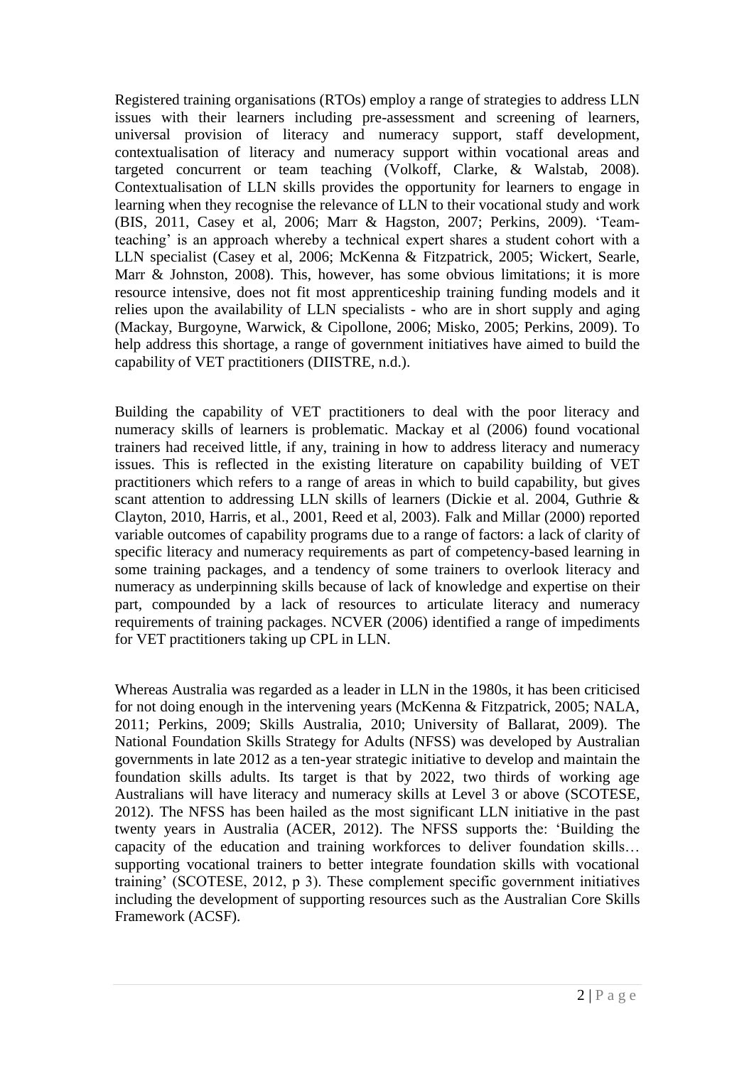Registered training organisations (RTOs) employ a range of strategies to address LLN issues with their learners including pre-assessment and screening of learners, universal provision of literacy and numeracy support, staff development, contextualisation of literacy and numeracy support within vocational areas and targeted concurrent or team teaching (Volkoff, Clarke, & Walstab, 2008). Contextualisation of LLN skills provides the opportunity for learners to engage in learning when they recognise the relevance of LLN to their vocational study and work (BIS, 2011, Casey et al, 2006; Marr & Hagston, 2007; Perkins, 2009). 'Team-teaching' is an approach whereby a technical expert shares a student cohort with a LLN specialist (Casey et al, 2006; McKenna & Fitzpatrick, 2005; Wickert, Searle, Marr & Johnston, 2008). This, however, has some obvious limitations; it is more resource intensive, does not fit most apprenticeship training funding models and it relies upon the availability of LLN specialists - who are in short supply and aging (Mackay, Burgoyne, Warwick, & Cipollone, 2006; Misko, 2005; Perkins, 2009). To help address this shortage, a range of government initiatives have aimed to build the capability of VET practitioners (DIISTRE, n.d.).

Building the capability of VET practitioners to deal with the poor literacy and numeracy skills of learners is problematic. Mackay et al (2006) found vocational trainers had received little, if any, training in how to address literacy and numeracy issues. This is reflected in the existing literature on capability building of VET practitioners which refers to a range of areas in which to build capability, but gives scant attention to addressing LLN skills of learners (Dickie et al. 2004, Guthrie & Clayton, 2010, Harris, et al., 2001, Reed et al, 2003). Falk and Millar (2000) reported variable outcomes of capability programs due to a range of factors: a lack of clarity of specific literacy and numeracy requirements as part of competency-based learning in some training packages, and a tendency of some trainers to overlook literacy and numeracy as underpinning skills because of lack of knowledge and expertise on their part, compounded by a lack of resources to articulate literacy and numeracy requirements of training packages. NCVER (2006) identified a range of impediments for VET practitioners taking up CPL in LLN.

Whereas Australia was regarded as a leader in LLN in the 1980s, it has been criticised for not doing enough in the intervening years (McKenna & Fitzpatrick, 2005; NALA, 2011; Perkins, 2009; Skills Australia, 2010; University of Ballarat, 2009). The National Foundation Skills Strategy for Adults (NFSS) was developed by Australian governments in late 2012 as a ten-year strategic initiative to develop and maintain the foundation skills adults. Its target is that by 2022, two thirds of working age Australians will have literacy and numeracy skills at Level 3 or above (SCOTESE, 2012). The NFSS has been hailed as the most significant LLN initiative in the past twenty years in Australia (ACER, 2012). The NFSS supports the: 'Building the capacity of the education and training workforces to deliver foundation skills… supporting vocational trainers to better integrate foundation skills with vocational training' (SCOTESE, 2012, p 3). These complement specific government initiatives including the development of supporting resources such as the Australian Core Skills Framework (ACSF).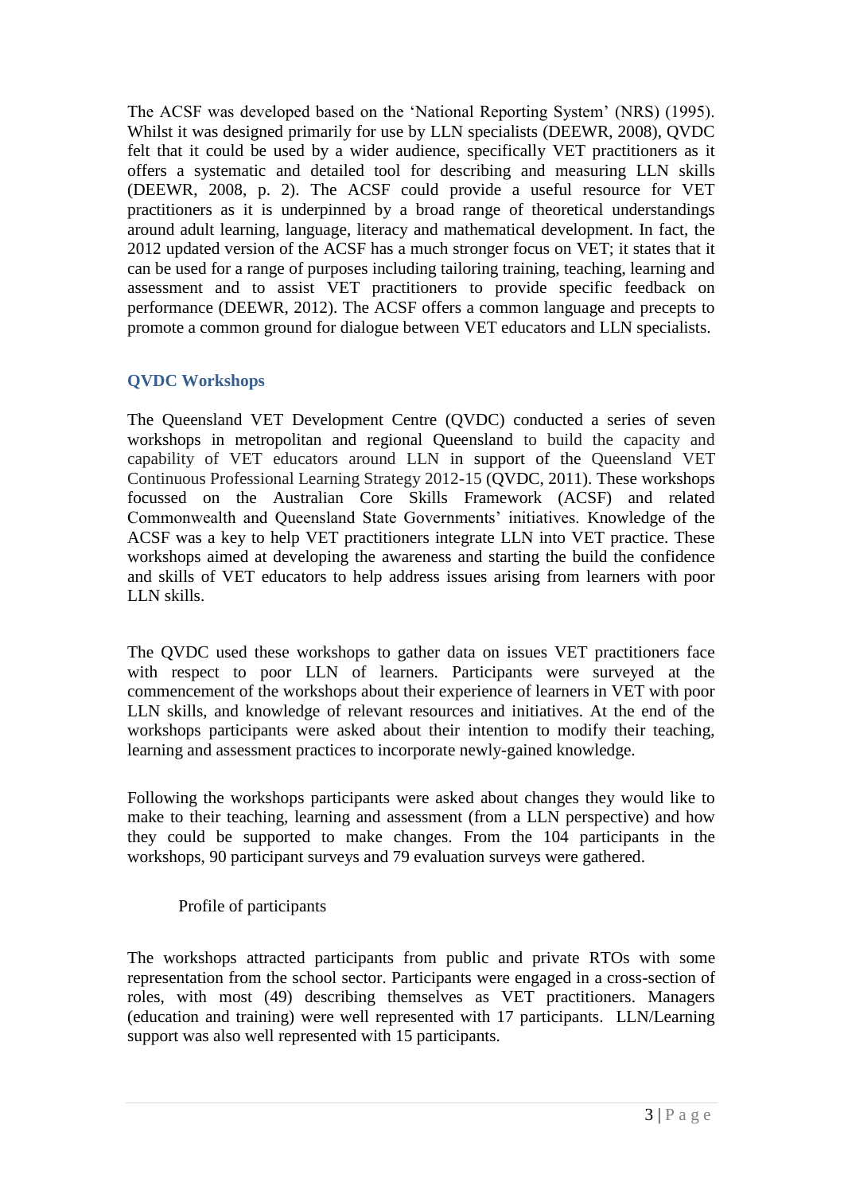The ACSF was developed based on the 'National Reporting System' (NRS) (1995). Whilst it was designed primarily for use by LLN specialists (DEEWR, 2008), QVDC felt that it could be used by a wider audience, specifically VET practitioners as it offers a systematic and detailed tool for describing and measuring LLN skills (DEEWR, 2008, p. 2). The ACSF could provide a useful resource for VET practitioners as it is underpinned by a broad range of theoretical understandings around adult learning, language, literacy and mathematical development. In fact, the 2012 updated version of the ACSF has a much stronger focus on VET; it states that it can be used for a range of purposes including tailoring training, teaching, learning and assessment and to assist VET practitioners to provide specific feedback on performance (DEEWR, 2012). The ACSF offers a common language and precepts to promote a common ground for dialogue between VET educators and LLN specialists.

## QVDC Workshops

The Queensland VET Development Centre (QVDC) conducted a series of seven workshops in metropolitan and regional Queensland to build the capacity and capability of VET educators around LLN in support of the Queensland VET Continuous Professional Learning Strategy 2012-15 (QVDC, 2011). These workshops focussed on the Australian Core Skills Framework (ACSF) and related Commonwealth and Queensland State Governments' initiatives. Knowledge of the ACSF was a key to help VET practitioners integrate LLN into VET practice. These workshops aimed at developing the awareness and starting the build the confidence and skills of VET educators to help address issues arising from learners with poor LLN skills.

The QVDC used these workshops to gather data on issues VET practitioners face with respect to poor LLN of learners. Participants were surveyed at the commencement of the workshops about their experience of learners in VET with poor LLN skills, and knowledge of relevant resources and initiatives. At the end of the workshops participants were asked about their intention to modify their teaching, learning and assessment practices to incorporate newly-gained knowledge.

Following the workshops participants were asked about changes they would like to make to their teaching, learning and assessment (from a LLN perspective) and how they could be supported to make changes. From the 104 participants in the workshops, 90 participant surveys and 79 evaluation surveys were gathered.

### Profile of participants

The workshops attracted participants from public and private RTOs with some representation from the school sector. Participants were engaged in a cross-section of roles, with most (49) describing themselves as VET practitioners. Managers (education and training) were well represented with 17 participants. LLN/Learning support was also well represented with 15 participants.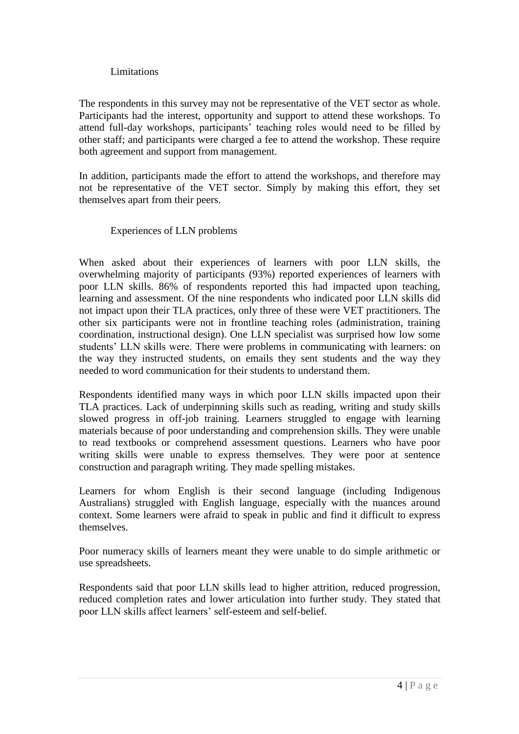## Limitations

The respondents in this survey may not be representative of the VET sector as whole. Participants had the interest, opportunity and support to attend these workshops. To attend full-day workshops, participants' teaching roles would need to be filled by other staff; and participants were charged a fee to attend the workshop. These require both agreement and support from management.

In addition, participants made the effort to attend the workshops, and therefore may not be representative of the VET sector. Simply by making this effort, they set themselves apart from their peers.

## Experiences of LLN problems

When asked about their experiences of learners with poor LLN skills, the overwhelming majority of participants (93%) reported experiences of learners with poor LLN skills. 86% of respondents reported this had impacted upon teaching, learning and assessment. Of the nine respondents who indicated poor LLN skills did not impact upon their TLA practices, only three of these were VET practitioners. The other six participants were not in frontline teaching roles (administration, training coordination, instructional design). One LLN specialist was surprised how low some students' LLN skills were. There were problems in communicating with learners: on the way they instructed students, on emails they sent students and the way they needed to word communication for their students to understand them.

Respondents identified many ways in which poor LLN skills impacted upon their TLA practices. Lack of underpinning skills such as reading, writing and study skills slowed progress in off-job training. Learners struggled to engage with learning materials because of poor understanding and comprehension skills. They were unable to read textbooks or comprehend assessment questions. Learners who have poor writing skills were unable to express themselves. They were poor at sentence construction and paragraph writing. They made spelling mistakes.

Learners for whom English is their second language (including Indigenous Australians) struggled with English language, especially with the nuances around context. Some learners were afraid to speak in public and find it difficult to express themselves.

Poor numeracy skills of learners meant they were unable to do simple arithmetic or use spreadsheets.

Respondents said that poor LLN skills lead to higher attrition, reduced progression, reduced completion rates and lower articulation into further study. They stated that poor LLN skills affect learners' self-esteem and self-belief.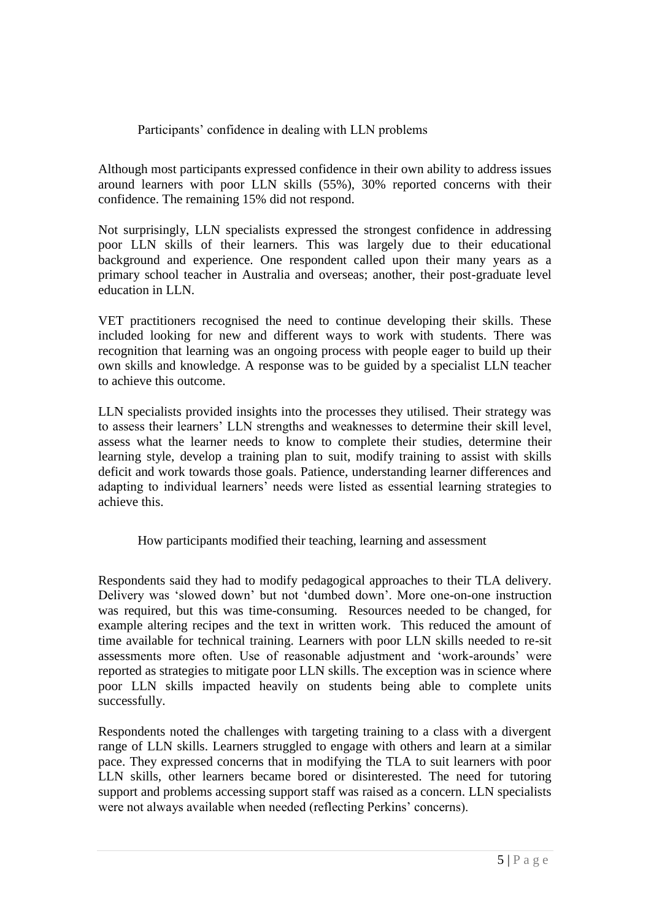### Participants' confidence in dealing with LLN problems

Although most participants expressed confidence in their own ability to address issues around learners with poor LLN skills (55%), 30% reported concerns with their confidence. The remaining 15% did not respond.

Not surprisingly, LLN specialists expressed the strongest confidence in addressing poor LLN skills of their learners. This was largely due to their educational background and experience. One respondent called upon their many years as a primary school teacher in Australia and overseas; another, their post-graduate level education in LLN.

VET practitioners recognised the need to continue developing their skills. These included looking for new and different ways to work with students. There was recognition that learning was an ongoing process with people eager to build up their own skills and knowledge. A response was to be guided by a specialist LLN teacher to achieve this outcome.

LLN specialists provided insights into the processes they utilised. Their strategy was to assess their learners' LLN strengths and weaknesses to determine their skill level, assess what the learner needs to know to complete their studies, determine their learning style, develop a training plan to suit, modify training to assist with skills deficit and work towards those goals. Patience, understanding learner differences and adapting to individual learners' needs were listed as essential learning strategies to achieve this.

### How participants modified their teaching, learning and assessment

Respondents said they had to modify pedagogical approaches to their TLA delivery. Delivery was 'slowed down' but not 'dumbed down'. More one-on-one instruction was required, but this was time-consuming. Resources needed to be changed, for example altering recipes and the text in written work. This reduced the amount of time available for technical training. Learners with poor LLN skills needed to re-sit assessments more often. Use of reasonable adjustment and 'work-arounds' were reported as strategies to mitigate poor LLN skills. The exception was in science where poor LLN skills impacted heavily on students being able to complete units successfully.

Respondents noted the challenges with targeting training to a class with a divergent range of LLN skills. Learners struggled to engage with others and learn at a similar pace. They expressed concerns that in modifying the TLA to suit learners with poor LLN skills, other learners became bored or disinterested. The need for tutoring support and problems accessing support staff was raised as a concern. LLN specialists were not always available when needed (reflecting Perkins' concerns).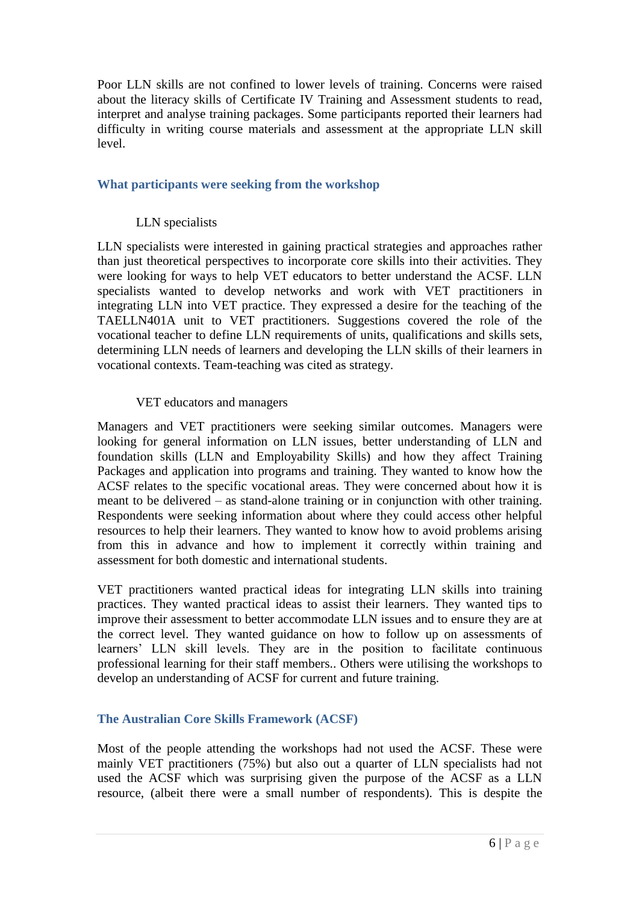Poor LLN skills are not confined to lower levels of training. Concerns were raised about the literacy skills of Certificate IV Training and Assessment students to read, interpret and analyse training packages. Some participants reported their learners had difficulty in writing course materials and assessment at the appropriate LLN skill level.

## What participants were seeking from the workshop

### LLN specialists

LLN specialists were interested in gaining practical strategies and approaches rather than just theoretical perspectives to incorporate core skills into their activities. They were looking for ways to help VET educators to better understand the ACSF. LLN specialists wanted to develop networks and work with VET practitioners in integrating LLN into VET practice. They expressed a desire for the teaching of the TAELLN401A unit to VET practitioners. Suggestions covered the role of the vocational teacher to define LLN requirements of units, qualifications and skills sets, determining LLN needs of learners and developing the LLN skills of their learners in vocational contexts. Team-teaching was cited as strategy.

### VET educators and managers

Managers and VET practitioners were seeking similar outcomes. Managers were looking for general information on LLN issues, better understanding of LLN and foundation skills (LLN and Employability Skills) and how they affect Training Packages and application into programs and training. They wanted to know how the ACSF relates to the specific vocational areas. They were concerned about how it is meant to be delivered – as stand-alone training or in conjunction with other training. Respondents were seeking information about where they could access other helpful resources to help their learners. They wanted to know how to avoid problems arising from this in advance and how to implement it correctly within training and assessment for both domestic and international students.

VET practitioners wanted practical ideas for integrating LLN skills into training practices. They wanted practical ideas to assist their learners. They wanted tips to improve their assessment to better accommodate LLN issues and to ensure they are at the correct level. They wanted guidance on how to follow up on assessments of learners' LLN skill levels. They are in the position to facilitate continuous professional learning for their staff members.. Others were utilising the workshops to develop an understanding of ACSF for current and future training.

## The Australian Core Skills Framework (ACSF)

Most of the people attending the workshops had not used the ACSF. These were mainly VET practitioners (75%) but also out a quarter of LLN specialists had not used the ACSF which was surprising given the purpose of the ACSF as a LLN resource, (albeit there were a small number of respondents). This is despite the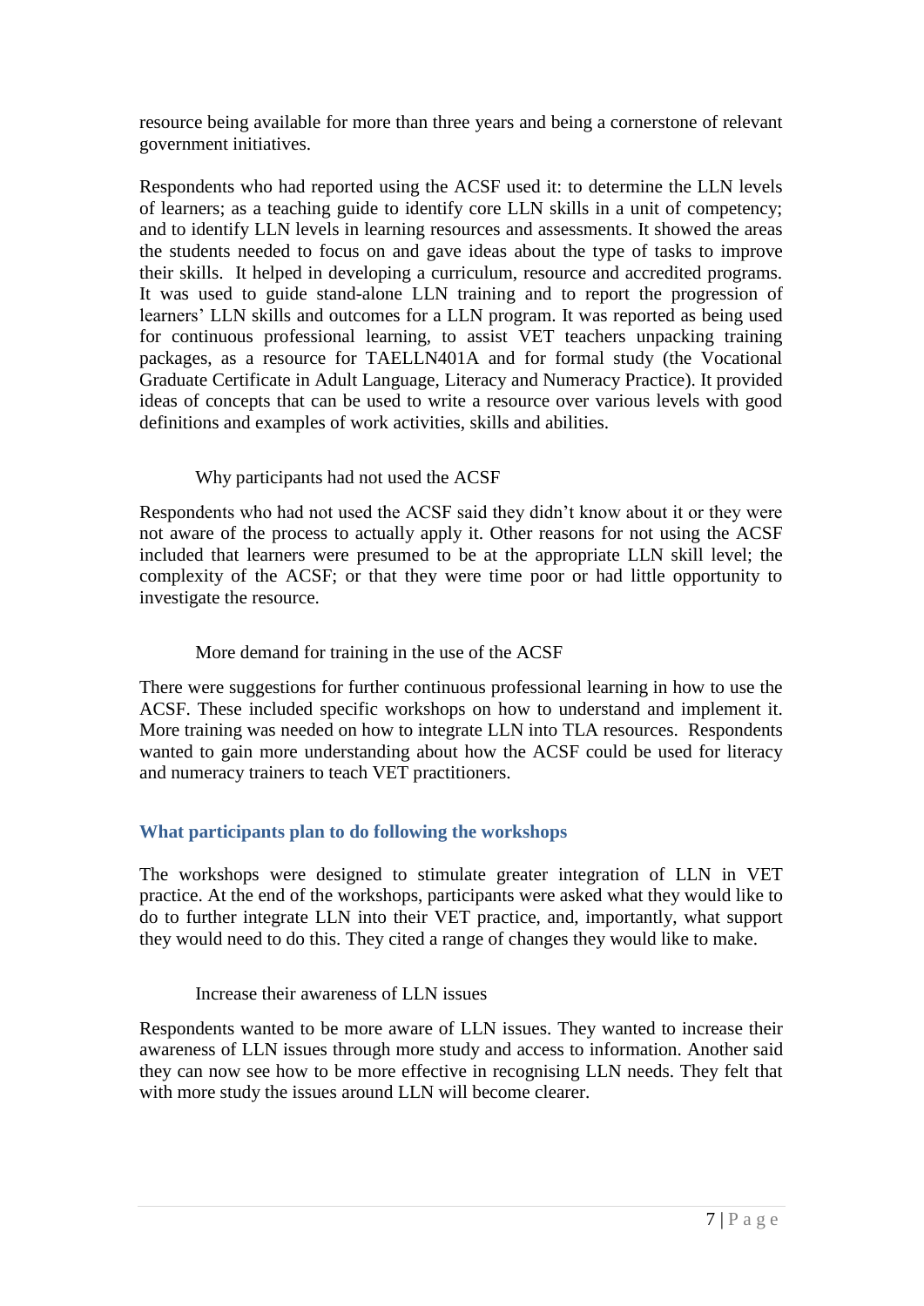resource being available for more than three years and being a cornerstone of relevant government initiatives.

Respondents who had reported using the ACSF used it: to determine the LLN levels of learners; as a teaching guide to identify core LLN skills in a unit of competency; and to identify LLN levels in learning resources and assessments. It showed the areas the students needed to focus on and gave ideas about the type of tasks to improve their skills. It helped in developing a curriculum, resource and accredited programs. It was used to guide stand-alone LLN training and to report the progression of learners' LLN skills and outcomes for a LLN program. It was reported as being used for continuous professional learning, to assist VET teachers unpacking training packages, as a resource for TAELLN401A and for formal study (the Vocational Graduate Certificate in Adult Language, Literacy and Numeracy Practice). It provided ideas of concepts that can be used to write a resource over various levels with good definitions and examples of work activities, skills and abilities.

#### Why participants had not used the ACSF

Respondents who had not used the ACSF said they didn't know about it or they were not aware of the process to actually apply it. Other reasons for not using the ACSF included that learners were presumed to be at the appropriate LLN skill level; the complexity of the ACSF; or that they were time poor or had little opportunity to investigate the resource.

#### More demand for training in the use of the ACSF

There were suggestions for further continuous professional learning in how to use the ACSF. These included specific workshops on how to understand and implement it. More training was needed on how to integrate LLN into TLA resources. Respondents wanted to gain more understanding about how the ACSF could be used for literacy and numeracy trainers to teach VET practitioners.

### What participants plan to do following the workshops

The workshops were designed to stimulate greater integration of LLN in VET practice. At the end of the workshops, participants were asked what they would like to do to further integrate LLN into their VET practice, and, importantly, what support they would need to do this. They cited a range of changes they would like to make.

#### Increase their awareness of LLN issues

Respondents wanted to be more aware of LLN issues. They wanted to increase their awareness of LLN issues through more study and access to information. Another said they can now see how to be more effective in recognising LLN needs. They felt that with more study the issues around LLN will become clearer.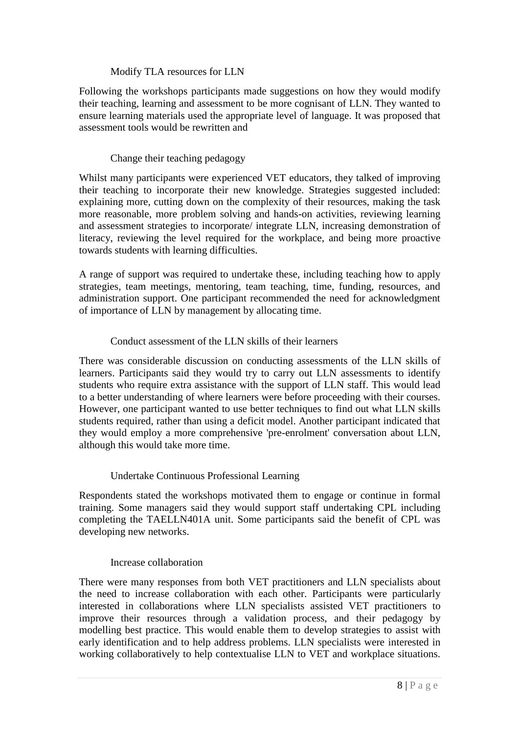### Modify TLA resources for LLN

Following the workshops participants made suggestions on how they would modify their teaching, learning and assessment to be more cognisant of LLN. They wanted to ensure learning materials used the appropriate level of language. It was proposed that assessment tools would be rewritten and

### Change their teaching pedagogy

Whilst many participants were experienced VET educators, they talked of improving their teaching to incorporate their new knowledge. Strategies suggested included: explaining more, cutting down on the complexity of their resources, making the task more reasonable, more problem solving and hands-on activities, reviewing learning and assessment strategies to incorporate/ integrate LLN, increasing demonstration of literacy, reviewing the level required for the workplace, and being more proactive towards students with learning difficulties.

A range of support was required to undertake these, including teaching how to apply strategies, team meetings, mentoring, team teaching, time, funding, resources, and administration support. One participant recommended the need for acknowledgment of importance of LLN by management by allocating time.

### Conduct assessment of the LLN skills of their learners

There was considerable discussion on conducting assessments of the LLN skills of learners. Participants said they would try to carry out LLN assessments to identify students who require extra assistance with the support of LLN staff. This would lead to a better understanding of where learners were before proceeding with their courses. However, one participant wanted to use better techniques to find out what LLN skills students required, rather than using a deficit model. Another participant indicated that they would employ a more comprehensive 'pre-enrolment' conversation about LLN, although this would take more time.

### Undertake Continuous Professional Learning

Respondents stated the workshops motivated them to engage or continue in formal training. Some managers said they would support staff undertaking CPL including completing the TAELLN401A unit. Some participants said the benefit of CPL was developing new networks.

### Increase collaboration

There were many responses from both VET practitioners and LLN specialists about the need to increase collaboration with each other. Participants were particularly interested in collaborations where LLN specialists assisted VET practitioners to improve their resources through a validation process, and their pedagogy by modelling best practice. This would enable them to develop strategies to assist with early identification and to help address problems. LLN specialists were interested in working collaboratively to help contextualise LLN to VET and workplace situations.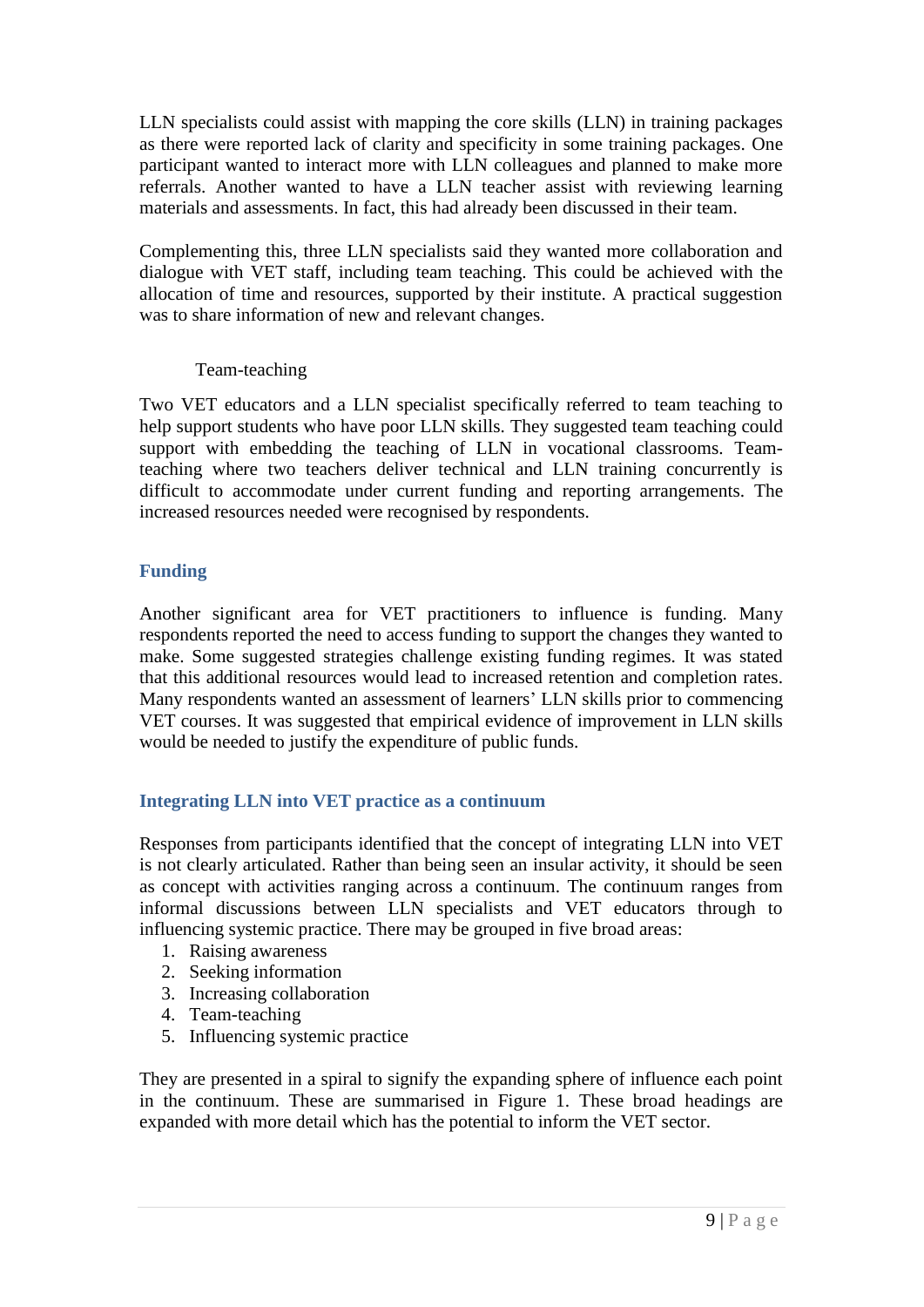LLN specialists could assist with mapping the core skills (LLN) in training packages as there were reported lack of clarity and specificity in some training packages. One participant wanted to interact more with LLN colleagues and planned to make more referrals. Another wanted to have a LLN teacher assist with reviewing learning materials and assessments. In fact, this had already been discussed in their team.

Complementing this, three LLN specialists said they wanted more collaboration and dialogue with VET staff, including team teaching. This could be achieved with the allocation of time and resources, supported by their institute. A practical suggestion was to share information of new and relevant changes.

Team-teaching

Two VET educators and a LLN specialist specifically referred to team teaching to help support students who have poor LLN skills. They suggested team teaching could support with embedding the teaching of LLN in vocational classrooms. Team-teaching where two teachers deliver technical and LLN training concurrently is difficult to accommodate under current funding and reporting arrangements. The increased resources needed were recognised by respondents.

### Funding

Another significant area for VET practitioners to influence is funding. Many respondents reported the need to access funding to support the changes they wanted to make. Some suggested strategies challenge existing funding regimes. It was stated that this additional resources would lead to increased retention and completion rates. Many respondents wanted an assessment of learners' LLN skills prior to commencing VET courses. It was suggested that empirical evidence of improvement in LLN skills would be needed to justify the expenditure of public funds.

### Integrating LLN into VET practice as a continuum

Responses from participants identified that the concept of integrating LLN into VET is not clearly articulated. Rather than being seen an insular activity, it should be seen as concept with activities ranging across a continuum. The continuum ranges from informal discussions between LLN specialists and VET educators through to influencing systemic practice. There may be grouped in five broad areas:

1. Raising awareness
2. Seeking information
3. Increasing collaboration
4. Team-teaching
5. Influencing systemic practice

They are presented in a spiral to signify the expanding sphere of influence each point in the continuum. These are summarised in Figure 1. These broad headings are expanded with more detail which has the potential to inform the VET sector.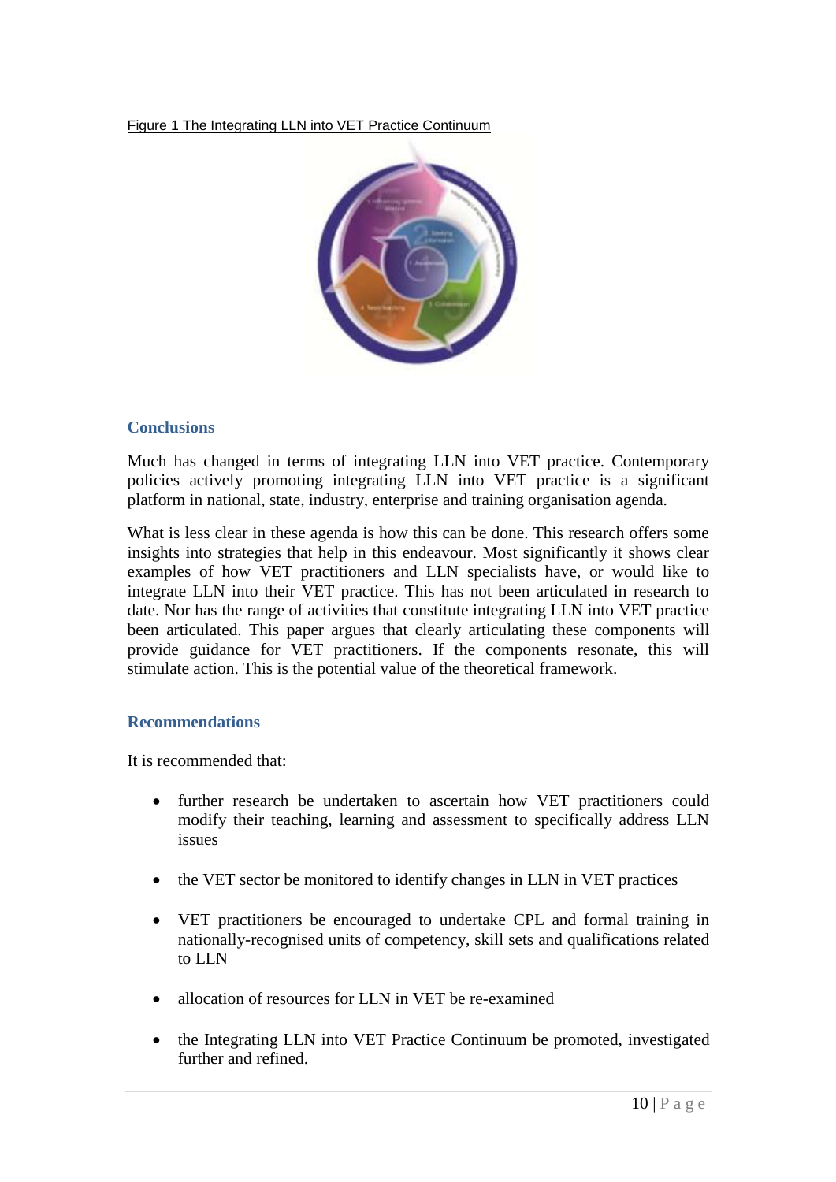Figure 1 The Integrating LLN into VET Practice Continuum

## Conclusions

Much has changed in terms of integrating LLN into VET practice. Contemporary policies actively promoting integrating LLN into VET practice is a significant platform in national, state, industry, enterprise and training organisation agenda.

What is less clear in these agenda is how this can be done. This research offers some insights into strategies that help in this endeavour. Most significantly it shows clear examples of how VET practitioners and LLN specialists have, or would like to integrate LLN into their VET practice. This has not been articulated in research to date. Nor has the range of activities that constitute integrating LLN into VET practice been articulated. This paper argues that clearly articulating these components will provide guidance for VET practitioners. If the components resonate, this will stimulate action. This is the potential value of the theoretical framework.

## Recommendations

It is recommended that:

- further research be undertaken to ascertain how VET practitioners could modify their teaching, learning and assessment to specifically address LLN issues
- the VET sector be monitored to identify changes in LLN in VET practices
- VET practitioners be encouraged to undertake CPL and formal training in nationally-recognised units of competency, skill sets and qualifications related to LLN
- allocation of resources for LLN in VET be re-examined
- the Integrating LLN into VET Practice Continuum be promoted, investigated further and refined.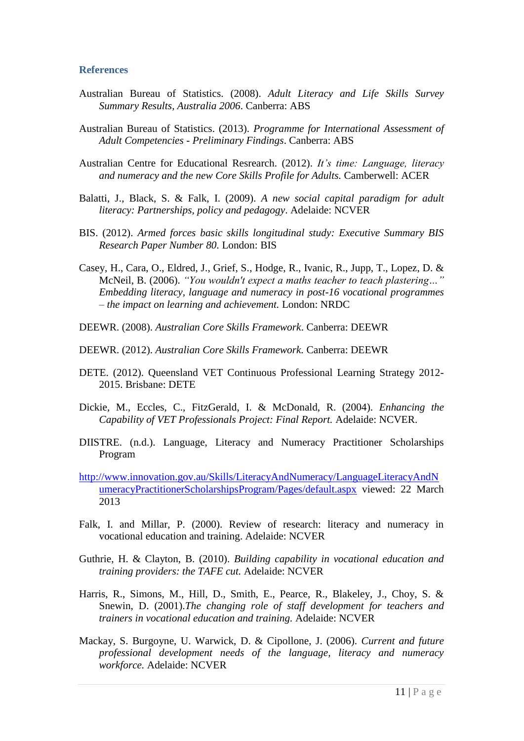## References

Australian Bureau of Statistics. (2008). *Adult Literacy and Life Skills Survey Summary Results, Australia 2006*. Canberra: ABS

Australian Bureau of Statistics. (2013). *Programme for International Assessment of Adult Competencies - Preliminary Findings*. Canberra: ABS

Australian Centre for Educational Resrearch. (2012). *It's time: Language, literacy and numeracy and the new Core Skills Profile for Adults.* Camberwell: ACER

Balatti, J., Black, S. & Falk, I. (2009). *A new social capital paradigm for adult literacy: Partnerships, policy and pedagogy*. Adelaide: NCVER

BIS. (2012). *Armed forces basic skills longitudinal study: Executive Summary BIS Research Paper Number 80.* London: BIS

Casey, H., Cara, O., Eldred, J., Grief, S., Hodge, R., Ivanic, R., Jupp, T., Lopez, D. & McNeil, B. (2006). *"You wouldn't expect a maths teacher to teach plastering…" Embedding literacy, language and numeracy in post-16 vocational programmes – the impact on learning and achievement.* London: NRDC

DEEWR. (2008). *Australian Core Skills Framework*. Canberra: DEEWR

DEEWR. (2012). *Australian Core Skills Framework.* Canberra: DEEWR

DETE. (2012). Queensland VET Continuous Professional Learning Strategy 2012-2015. Brisbane: DETE

Dickie, M., Eccles, C., FitzGerald, I. & McDonald, R. (2004). *Enhancing the Capability of VET Professionals Project: Final Report.* Adelaide: NCVER.

DIISTRE. (n.d.). Language, Literacy and Numeracy Practitioner Scholarships Program

http://www.innovation.gov.au/Skills/LiteracyAndNumeracy/LanguageLiteracyAndNumeracyPractitionerScholarshipsProgram/Pages/default.aspx viewed: 22 March 2013

Falk, I. and Millar, P. (2000). Review of research: literacy and numeracy in vocational education and training. Adelaide: NCVER

Guthrie, H. & Clayton, B. (2010). *Building capability in vocational education and training providers: the TAFE cut.* Adelaide: NCVER

Harris, R., Simons, M., Hill, D., Smith, E., Pearce, R., Blakeley, J., Choy, S. & Snewin, D. (2001).*The changing role of staff development for teachers and trainers in vocational education and training.* Adelaide: NCVER

Mackay, S. Burgoyne, U. Warwick, D. & Cipollone, J. (2006). *Current and future professional development needs of the language, literacy and numeracy workforce.* Adelaide: NCVER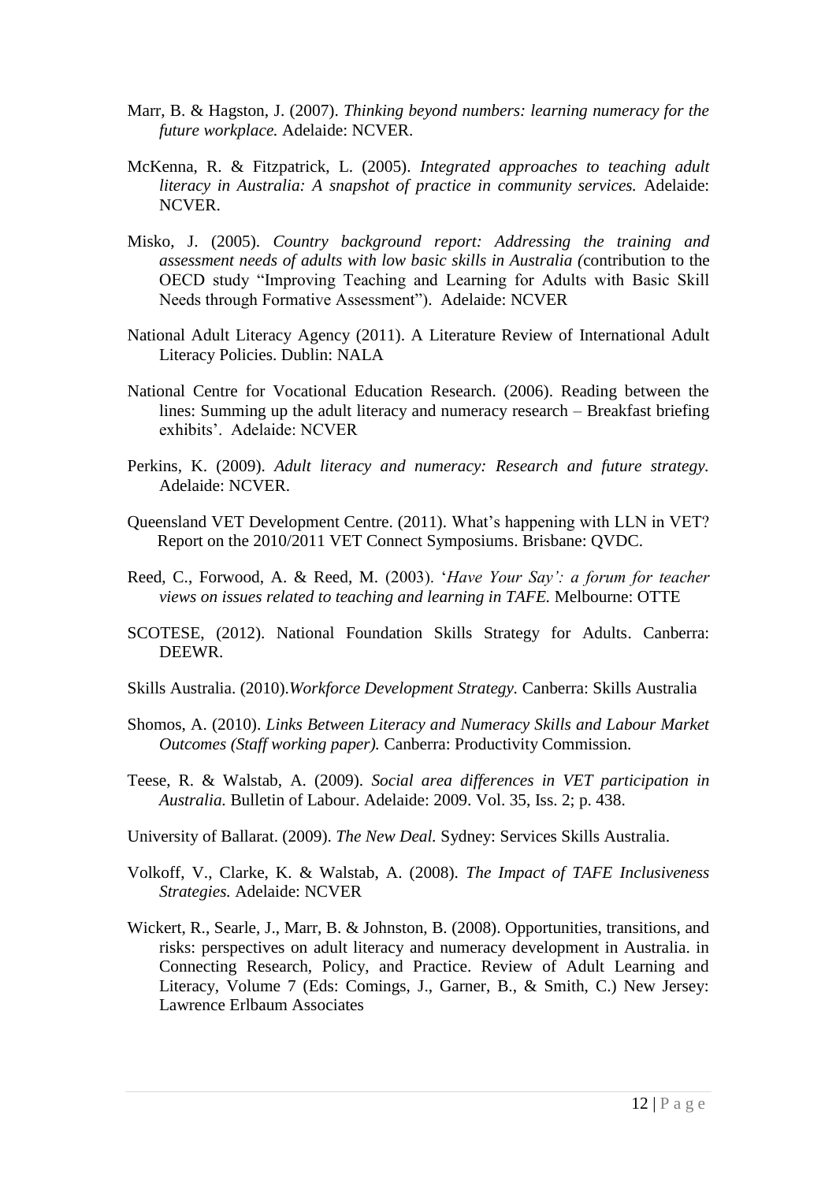Marr, B. & Hagston, J. (2007). *Thinking beyond numbers: learning numeracy for the future workplace.* Adelaide: NCVER.

McKenna, R. & Fitzpatrick, L. (2005). *Integrated approaches to teaching adult literacy in Australia: A snapshot of practice in community services.* Adelaide: NCVER.

Misko, J. (2005). *Country background report: Addressing the training and assessment needs of adults with low basic skills in Australia (*contribution to the OECD study "Improving Teaching and Learning for Adults with Basic Skill Needs through Formative Assessment"). Adelaide: NCVER

National Adult Literacy Agency (2011). A Literature Review of International Adult Literacy Policies. Dublin: NALA

National Centre for Vocational Education Research. (2006). Reading between the lines: Summing up the adult literacy and numeracy research – Breakfast briefing exhibits'. Adelaide: NCVER

Perkins, K. (2009). *Adult literacy and numeracy: Research and future strategy.* Adelaide: NCVER.

Queensland VET Development Centre. (2011). What's happening with LLN in VET? Report on the 2010/2011 VET Connect Symposiums. Brisbane: QVDC.

Reed, C., Forwood, A. & Reed, M. (2003). '*Have Your Say': a forum for teacher views on issues related to teaching and learning in TAFE.* Melbourne: OTTE

SCOTESE, (2012). National Foundation Skills Strategy for Adults. Canberra: DEEWR.

Skills Australia. (2010).*Workforce Development Strategy.* Canberra: Skills Australia

Shomos, A. (2010). *Links Between Literacy and Numeracy Skills and Labour Market Outcomes (Staff working paper).* Canberra: Productivity Commission.

Teese, R. & Walstab, A. (2009). *Social area differences in VET participation in Australia.* Bulletin of Labour. Adelaide: 2009. Vol. 35, Iss. 2; p. 438.

University of Ballarat. (2009). *The New Deal.* Sydney: Services Skills Australia.

Volkoff, V., Clarke, K. & Walstab, A. (2008). *The Impact of TAFE Inclusiveness Strategies.* Adelaide: NCVER

Wickert, R., Searle, J., Marr, B. & Johnston, B. (2008). Opportunities, transitions, and risks: perspectives on adult literacy and numeracy development in Australia. in Connecting Research, Policy, and Practice. Review of Adult Learning and Literacy, Volume 7 (Eds: Comings, J., Garner, B., & Smith, C.) New Jersey: Lawrence Erlbaum Associates